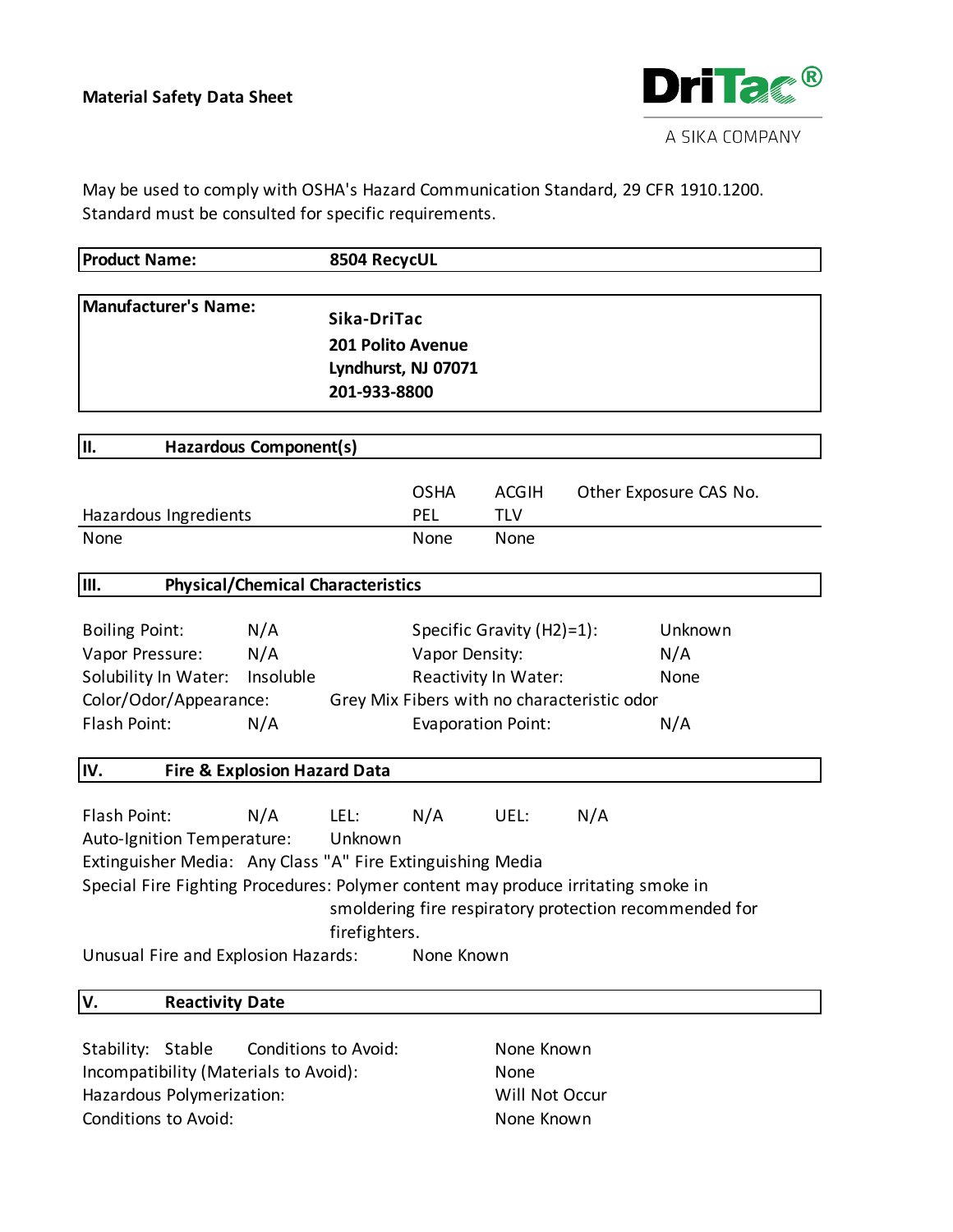**Material Safety Data Sheet**

DriTac®
A SIKA COMPANY

May be used to comply with OSHA's Hazard Communication Standard, 29 CFR 1910.1200. Standard must be consulted for specific requirements.

| **Product Name:** | **8504 RecycUL** |
|---|---|

| **Manufacturer's Name:** | **Sika-DriTac**<br>**201 Polito Avenue**<br>**Lyndhurst, NJ 07071**<br>**201-933-8800** |
|---|---|

## II. Hazardous Component(s)

| Hazardous Ingredients | OSHA PEL | ACGIH TLV | Other Exposure CAS No. |
|---|---|---|---|
| None | None | None | |

## III. Physical/Chemical Characteristics

| | | | |
|---|---|---|---|
| Boiling Point: | N/A | Specific Gravity (H2)=1): | Unknown |
| Vapor Pressure: | N/A | Vapor Density: | N/A |
| Solubility In Water: | Insoluble | Reactivity In Water: | None |
| Color/Odor/Appearance: | Grey Mix Fibers with no characteristic odor | | |
| Flash Point: | N/A | Evaporation Point: | N/A |

## IV. Fire & Explosion Hazard Data

Flash Point: N/A LEL: N/A UEL: N/A

Auto-Ignition Temperature: Unknown

Extinguisher Media: Any Class "A" Fire Extinguishing Media

Special Fire Fighting Procedures: Polymer content may produce irritating smoke in smoldering fire respiratory protection recommended for firefighters.

Unusual Fire and Explosion Hazards: None Known

## V. Reactivity Date

| | |
|---|---|
| Stability: Stable Conditions to Avoid: | None Known |
| Incompatibility (Materials to Avoid): | None |
| Hazardous Polymerization: | Will Not Occur |
| Conditions to Avoid: | None Known |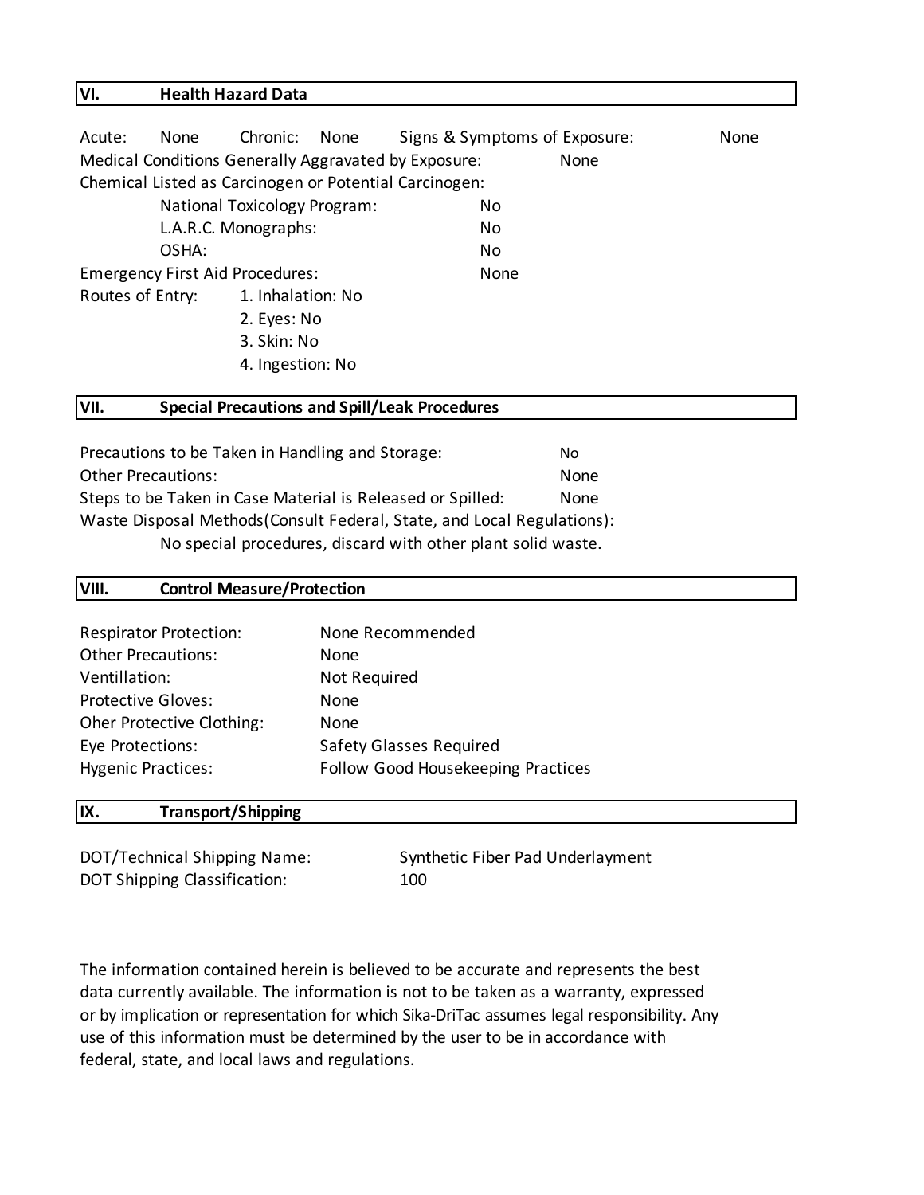## VI. Health Hazard Data

Acute: None Chronic: None Signs & Symptoms of Exposure: None

Medical Conditions Generally Aggravated by Exposure: None

Chemical Listed as Carcinogen or Potential Carcinogen:

- National Toxicology Program: No
- L.A.R.C. Monographs: No
- OSHA: No

Emergency First Aid Procedures: None

Routes of Entry:
1. Inhalation: No
2. Eyes: No
3. Skin: No
4. Ingestion: No

## VII. Special Precautions and Spill/Leak Procedures

Precautions to be Taken in Handling and Storage: No

Other Precautions: None

Steps to be Taken in Case Material is Released or Spilled: None

Waste Disposal Methods(Consult Federal, State, and Local Regulations):

No special procedures, discard with other plant solid waste.

## VIII. Control Measure/Protection

| | |
|---|---|
| Respirator Protection: | None Recommended |
| Other Precautions: | None |
| Ventillation: | Not Required |
| Protective Gloves: | None |
| Oher Protective Clothing: | None |
| Eye Protections: | Safety Glasses Required |
| Hygenic Practices: | Follow Good Housekeeping Practices |

## IX. Transport/Shipping

| | |
|---|---|
| DOT/Technical Shipping Name: | Synthetic Fiber Pad Underlayment |
| DOT Shipping Classification: | 100 |

The information contained herein is believed to be accurate and represents the best data currently available. The information is not to be taken as a warranty, expressed or by implication or representation for which Sika-DriTac assumes legal responsibility. Any use of this information must be determined by the user to be in accordance with federal, state, and local laws and regulations.